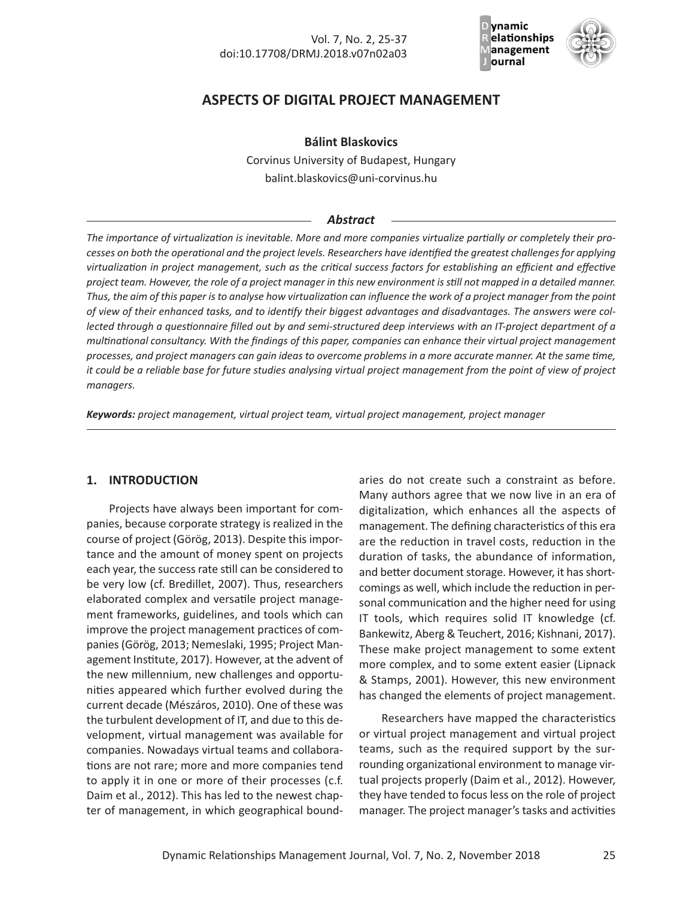# ASPECTS OF DIGITAL PROJECT MANAGEMENT

**Bálint Blaskovics**

Corvinus University of Budapest, Hungary

balint.blaskovics@uni-corvinus.hu

## *Abstract*

*The importance of virtualization is inevitable. More and more companies virtualize partially or completely their processes on both the operational and the project levels. Researchers have identified the greatest challenges for applying virtualization in project management, such as the critical success factors for establishing an efficient and effective project team. However, the role of a project manager in this new environment is still not mapped in a detailed manner. Thus, the aim of this paper is to analyse how virtualization can influence the work of a project manager from the point of view of their enhanced tasks, and to identify their biggest advantages and disadvantages. The answers were collected through a questionnaire filled out by and semi-structured deep interviews with an IT-project department of a multinational consultancy. With the findings of this paper, companies can enhance their virtual project management processes, and project managers can gain ideas to overcome problems in a more accurate manner. At the same time, it could be a reliable base for future studies analysing virtual project management from the point of view of project managers.*

***Keywords:*** *project management, virtual project team, virtual project management, project manager*

## 1. INTRODUCTION

Projects have always been important for companies, because corporate strategy is realized in the course of project (Görög, 2013). Despite this importance and the amount of money spent on projects each year, the success rate still can be considered to be very low (cf. Bredillet, 2007). Thus, researchers elaborated complex and versatile project management frameworks, guidelines, and tools which can improve the project management practices of companies (Görög, 2013; Nemeslaki, 1995; Project Management Institute, 2017). However, at the advent of the new millennium, new challenges and opportunities appeared which further evolved during the current decade (Mészáros, 2010). One of these was the turbulent development of IT, and due to this development, virtual management was available for companies. Nowadays virtual teams and collaborations are not rare; more and more companies tend to apply it in one or more of their processes (c.f. Daim et al., 2012). This has led to the newest chapter of management, in which geographical boundaries do not create such a constraint as before. Many authors agree that we now live in an era of digitalization, which enhances all the aspects of management. The defining characteristics of this era are the reduction in travel costs, reduction in the duration of tasks, the abundance of information, and better document storage. However, it has shortcomings as well, which include the reduction in personal communication and the higher need for using IT tools, which requires solid IT knowledge (cf. Bankewitz, Aberg & Teuchert, 2016; Kishnani, 2017). These make project management to some extent more complex, and to some extent easier (Lipnack & Stamps, 2001). However, this new environment has changed the elements of project management.

Researchers have mapped the characteristics or virtual project management and virtual project teams, such as the required support by the surrounding organizational environment to manage virtual projects properly (Daim et al., 2012). However, they have tended to focus less on the role of project manager. The project manager's tasks and activities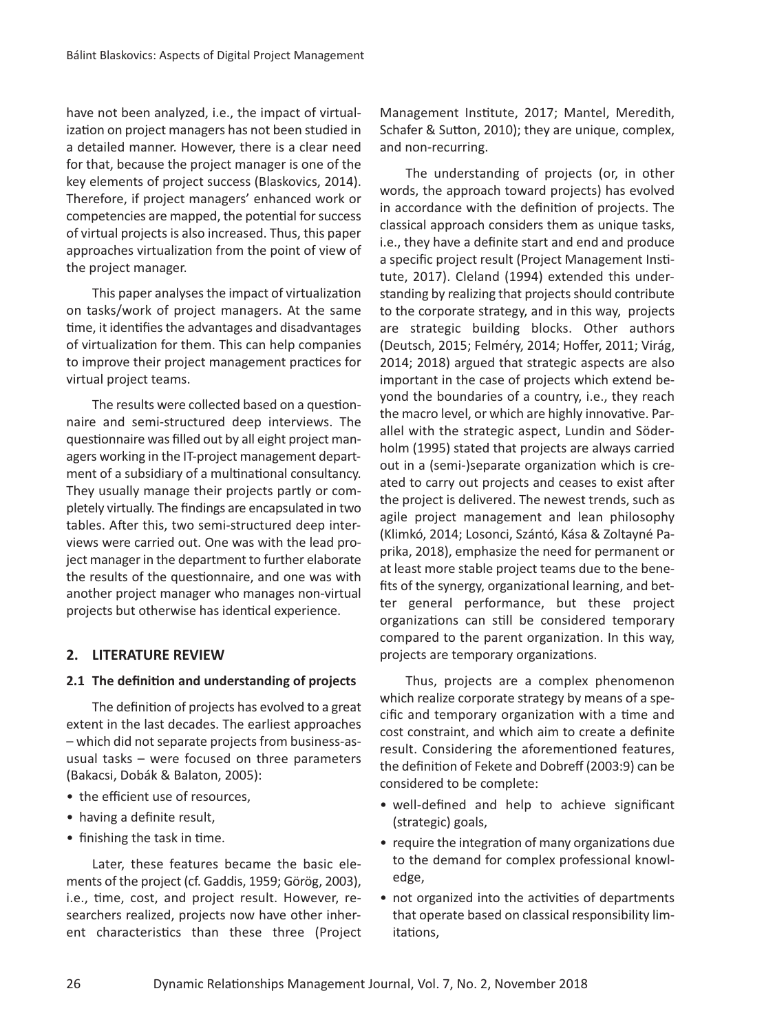have not been analyzed, i.e., the impact of virtualization on project managers has not been studied in a detailed manner. However, there is a clear need for that, because the project manager is one of the key elements of project success (Blaskovics, 2014). Therefore, if project managers' enhanced work or competencies are mapped, the potential for success of virtual projects is also increased. Thus, this paper approaches virtualization from the point of view of the project manager.

This paper analyses the impact of virtualization on tasks/work of project managers. At the same time, it identifies the advantages and disadvantages of virtualization for them. This can help companies to improve their project management practices for virtual project teams.

The results were collected based on a questionnaire and semi-structured deep interviews. The questionnaire was filled out by all eight project managers working in the IT-project management department of a subsidiary of a multinational consultancy. They usually manage their projects partly or completely virtually. The findings are encapsulated in two tables. After this, two semi-structured deep interviews were carried out. One was with the lead project manager in the department to further elaborate the results of the questionnaire, and one was with another project manager who manages non-virtual projects but otherwise has identical experience.

## 2. LITERATURE REVIEW

### 2.1 The definition and understanding of projects

The definition of projects has evolved to a great extent in the last decades. The earliest approaches – which did not separate projects from business-as-usual tasks – were focused on three parameters (Bakacsi, Dobák & Balaton, 2005):

- the efficient use of resources,
- having a definite result,
- finishing the task in time.

Later, these features became the basic elements of the project (cf. Gaddis, 1959; Görög, 2003), i.e., time, cost, and project result. However, researchers realized, projects now have other inherent characteristics than these three (Project Management Institute, 2017; Mantel, Meredith, Schafer & Sutton, 2010); they are unique, complex, and non-recurring.

The understanding of projects (or, in other words, the approach toward projects) has evolved in accordance with the definition of projects. The classical approach considers them as unique tasks, i.e., they have a definite start and end and produce a specific project result (Project Management Institute, 2017). Cleland (1994) extended this understanding by realizing that projects should contribute to the corporate strategy, and in this way, projects are strategic building blocks. Other authors (Deutsch, 2015; Felméry, 2014; Hoffer, 2011; Virág, 2014; 2018) argued that strategic aspects are also important in the case of projects which extend beyond the boundaries of a country, i.e., they reach the macro level, or which are highly innovative. Parallel with the strategic aspect, Lundin and Söderholm (1995) stated that projects are always carried out in a (semi-)separate organization which is created to carry out projects and ceases to exist after the project is delivered. The newest trends, such as agile project management and lean philosophy (Klimkó, 2014; Losonci, Szántó, Kása & Zoltayné Paprika, 2018), emphasize the need for permanent or at least more stable project teams due to the benefits of the synergy, organizational learning, and better general performance, but these project organizations can still be considered temporary compared to the parent organization. In this way, projects are temporary organizations.

Thus, projects are a complex phenomenon which realize corporate strategy by means of a specific and temporary organization with a time and cost constraint, and which aim to create a definite result. Considering the aforementioned features, the definition of Fekete and Dobreff (2003:9) can be considered to be complete:

- well-defined and help to achieve significant (strategic) goals,
- require the integration of many organizations due to the demand for complex professional knowledge,
- not organized into the activities of departments that operate based on classical responsibility limitations,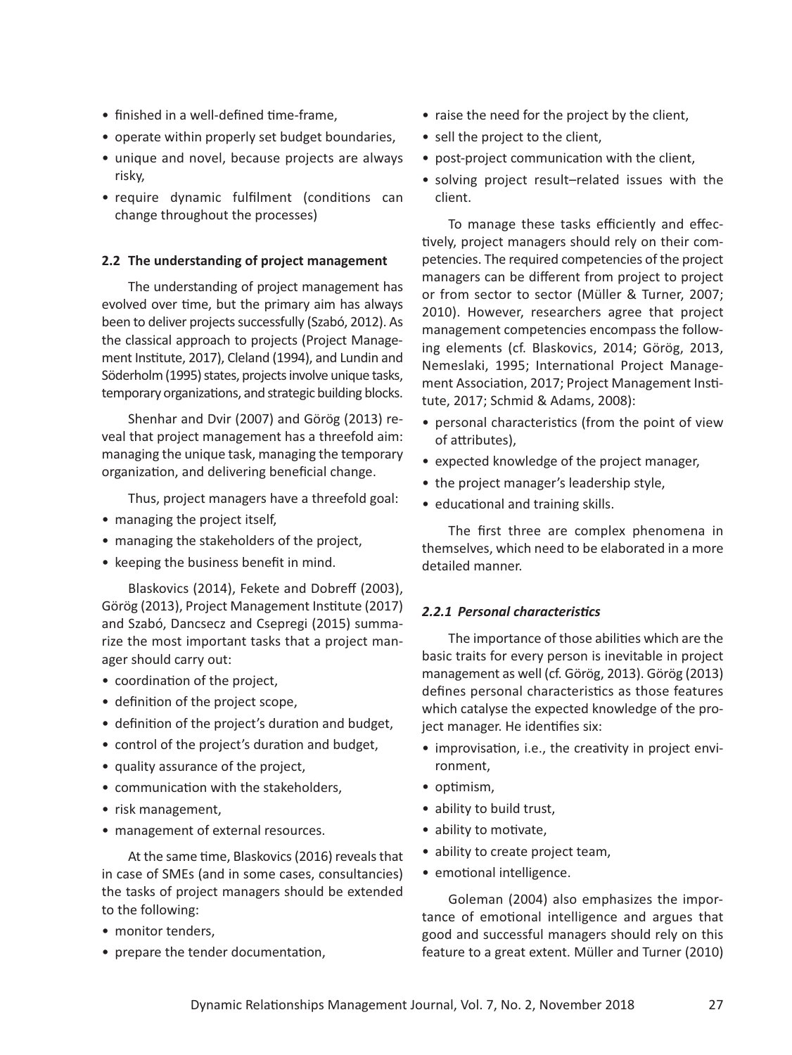- finished in a well-defined time-frame,
- operate within properly set budget boundaries,
- unique and novel, because projects are always risky,
- require dynamic fulfilment (conditions can change throughout the processes)

### 2.2 The understanding of project management

The understanding of project management has evolved over time, but the primary aim has always been to deliver projects successfully (Szabó, 2012). As the classical approach to projects (Project Management Institute, 2017), Cleland (1994), and Lundin and Söderholm (1995) states, projects involve unique tasks, temporary organizations, and strategic building blocks.

Shenhar and Dvir (2007) and Görög (2013) reveal that project management has a threefold aim: managing the unique task, managing the temporary organization, and delivering beneficial change.

Thus, project managers have a threefold goal:

- managing the project itself,
- managing the stakeholders of the project,
- keeping the business benefit in mind.

Blaskovics (2014), Fekete and Dobreff (2003), Görög (2013), Project Management Institute (2017) and Szabó, Dancsecz and Csepregi (2015) summarize the most important tasks that a project manager should carry out:

- coordination of the project,
- definition of the project scope,
- definition of the project's duration and budget,
- control of the project's duration and budget,
- quality assurance of the project,
- communication with the stakeholders,
- risk management,
- management of external resources.

At the same time, Blaskovics (2016) reveals that in case of SMEs (and in some cases, consultancies) the tasks of project managers should be extended to the following:

- monitor tenders,
- prepare the tender documentation,
- raise the need for the project by the client,
- sell the project to the client,
- post-project communication with the client,
- solving project result–related issues with the client.

To manage these tasks efficiently and effectively, project managers should rely on their competencies. The required competencies of the project managers can be different from project to project or from sector to sector (Müller & Turner, 2007; 2010). However, researchers agree that project management competencies encompass the following elements (cf. Blaskovics, 2014; Görög, 2013, Nemeslaki, 1995; International Project Management Association, 2017; Project Management Institute, 2017; Schmid & Adams, 2008):

- personal characteristics (from the point of view of attributes),
- expected knowledge of the project manager,
- the project manager's leadership style,
- educational and training skills.

The first three are complex phenomena in themselves, which need to be elaborated in a more detailed manner.

#### *2.2.1 Personal characteristics*

The importance of those abilities which are the basic traits for every person is inevitable in project management as well (cf. Görög, 2013). Görög (2013) defines personal characteristics as those features which catalyse the expected knowledge of the project manager. He identifies six:

- improvisation, i.e., the creativity in project environment,
- optimism,
- ability to build trust,
- ability to motivate,
- ability to create project team,
- emotional intelligence.

Goleman (2004) also emphasizes the importance of emotional intelligence and argues that good and successful managers should rely on this feature to a great extent. Müller and Turner (2010)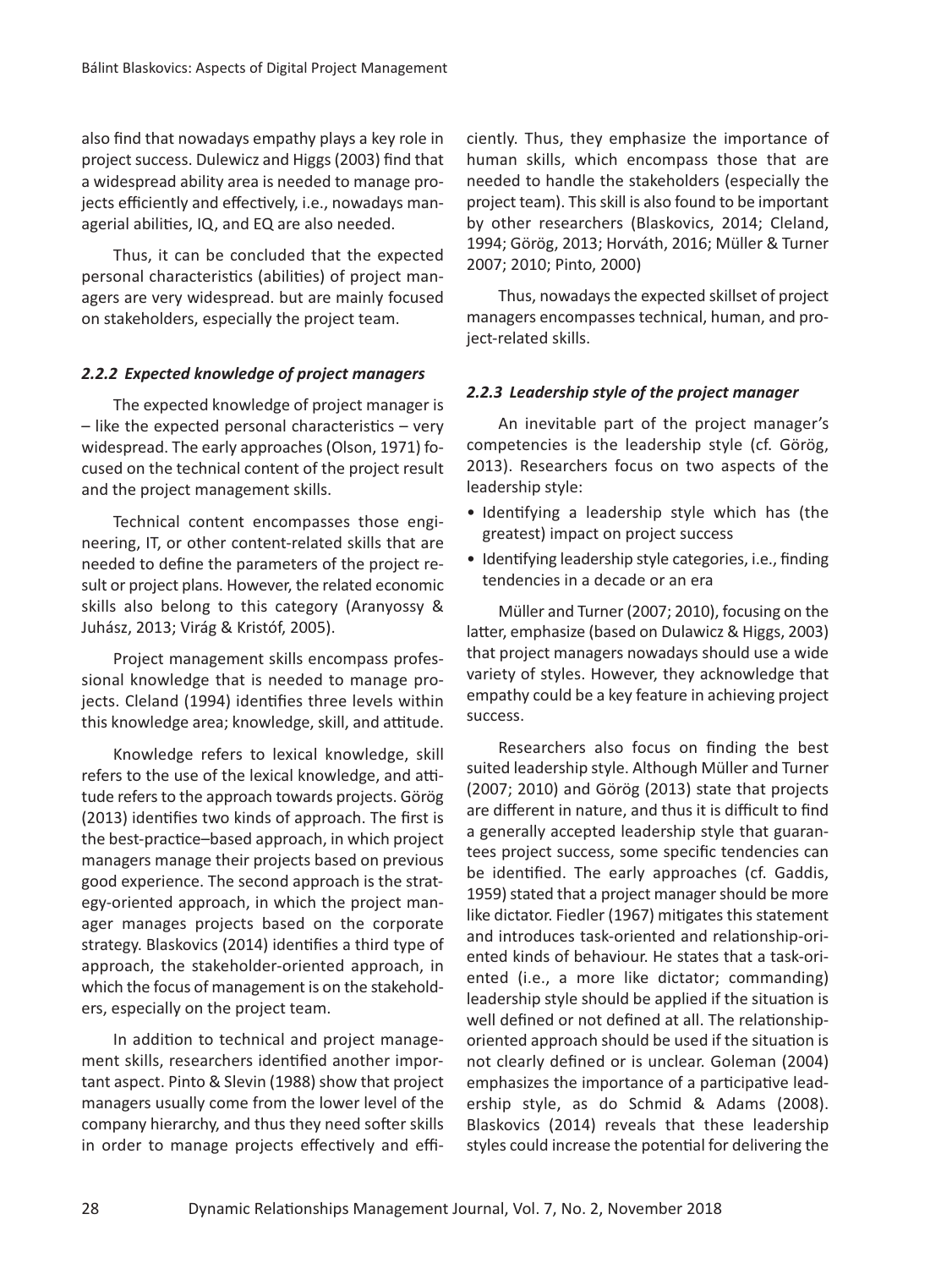also find that nowadays empathy plays a key role in project success. Dulewicz and Higgs (2003) find that a widespread ability area is needed to manage projects efficiently and effectively, i.e., nowadays managerial abilities, IQ, and EQ are also needed.

Thus, it can be concluded that the expected personal characteristics (abilities) of project managers are very widespread. but are mainly focused on stakeholders, especially the project team.

### *2.2.2 Expected knowledge of project managers*

The expected knowledge of project manager is – like the expected personal characteristics – very widespread. The early approaches (Olson, 1971) focused on the technical content of the project result and the project management skills.

Technical content encompasses those engineering, IT, or other content-related skills that are needed to define the parameters of the project result or project plans. However, the related economic skills also belong to this category (Aranyossy & Juhász, 2013; Virág & Kristóf, 2005).

Project management skills encompass professional knowledge that is needed to manage projects. Cleland (1994) identifies three levels within this knowledge area; knowledge, skill, and attitude.

Knowledge refers to lexical knowledge, skill refers to the use of the lexical knowledge, and attitude refers to the approach towards projects. Görög (2013) identifies two kinds of approach. The first is the best-practice–based approach, in which project managers manage their projects based on previous good experience. The second approach is the strategy-oriented approach, in which the project manager manages projects based on the corporate strategy. Blaskovics (2014) identifies a third type of approach, the stakeholder-oriented approach, in which the focus of management is on the stakeholders, especially on the project team.

In addition to technical and project management skills, researchers identified another important aspect. Pinto & Slevin (1988) show that project managers usually come from the lower level of the company hierarchy, and thus they need softer skills in order to manage projects effectively and efficiently. Thus, they emphasize the importance of human skills, which encompass those that are needed to handle the stakeholders (especially the project team). This skill is also found to be important by other researchers (Blaskovics, 2014; Cleland, 1994; Görög, 2013; Horváth, 2016; Müller & Turner 2007; 2010; Pinto, 2000)

Thus, nowadays the expected skillset of project managers encompasses technical, human, and project-related skills.

### *2.2.3 Leadership style of the project manager*

An inevitable part of the project manager's competencies is the leadership style (cf. Görög, 2013). Researchers focus on two aspects of the leadership style:

- Identifying a leadership style which has (the greatest) impact on project success
- Identifying leadership style categories, i.e., finding tendencies in a decade or an era

Müller and Turner (2007; 2010), focusing on the latter, emphasize (based on Dulawicz & Higgs, 2003) that project managers nowadays should use a wide variety of styles. However, they acknowledge that empathy could be a key feature in achieving project success.

Researchers also focus on finding the best suited leadership style. Although Müller and Turner (2007; 2010) and Görög (2013) state that projects are different in nature, and thus it is difficult to find a generally accepted leadership style that guarantees project success, some specific tendencies can be identified. The early approaches (cf. Gaddis, 1959) stated that a project manager should be more like dictator. Fiedler (1967) mitigates this statement and introduces task-oriented and relationship-oriented kinds of behaviour. He states that a task-oriented (i.e., a more like dictator; commanding) leadership style should be applied if the situation is well defined or not defined at all. The relationship-oriented approach should be used if the situation is not clearly defined or is unclear. Goleman (2004) emphasizes the importance of a participative leadership style, as do Schmid & Adams (2008). Blaskovics (2014) reveals that these leadership styles could increase the potential for delivering the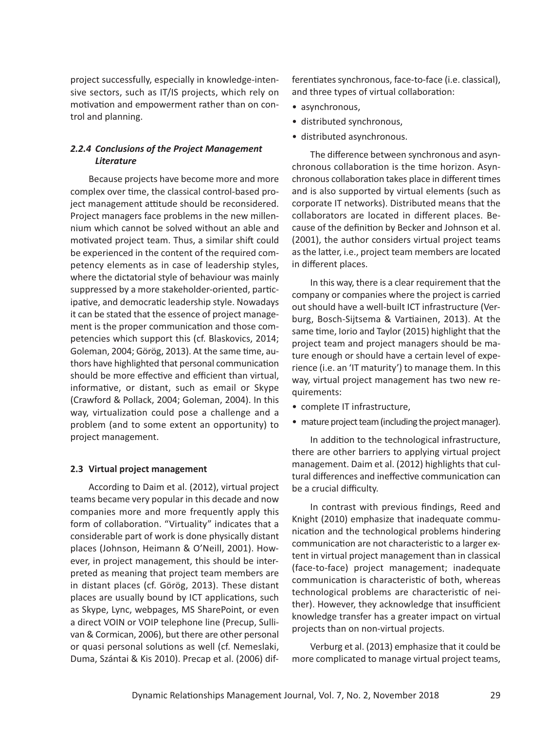project successfully, especially in knowledge-intensive sectors, such as IT/IS projects, which rely on motivation and empowerment rather than on control and planning.

#### *2.2.4 Conclusions of the Project Management Literature*

Because projects have become more and more complex over time, the classical control-based project management attitude should be reconsidered. Project managers face problems in the new millennium which cannot be solved without an able and motivated project team. Thus, a similar shift could be experienced in the content of the required competency elements as in case of leadership styles, where the dictatorial style of behaviour was mainly suppressed by a more stakeholder-oriented, participative, and democratic leadership style. Nowadays it can be stated that the essence of project management is the proper communication and those competencies which support this (cf. Blaskovics, 2014; Goleman, 2004; Görög, 2013). At the same time, authors have highlighted that personal communication should be more effective and efficient than virtual, informative, or distant, such as email or Skype (Crawford & Pollack, 2004; Goleman, 2004). In this way, virtualization could pose a challenge and a problem (and to some extent an opportunity) to project management.

### 2.3 Virtual project management

According to Daim et al. (2012), virtual project teams became very popular in this decade and now companies more and more frequently apply this form of collaboration. "Virtuality" indicates that a considerable part of work is done physically distant places (Johnson, Heimann & O'Neill, 2001). However, in project management, this should be interpreted as meaning that project team members are in distant places (cf. Görög, 2013). These distant places are usually bound by ICT applications, such as Skype, Lync, webpages, MS SharePoint, or even a direct VOIN or VOIP telephone line (Precup, Sullivan & Cormican, 2006), but there are other personal or quasi personal solutions as well (cf. Nemeslaki, Duma, Szántai & Kis 2010). Precap et al. (2006) differentiates synchronous, face-to-face (i.e. classical), and three types of virtual collaboration:

- asynchronous,
- distributed synchronous,
- distributed asynchronous.

The difference between synchronous and asynchronous collaboration is the time horizon. Asynchronous collaboration takes place in different times and is also supported by virtual elements (such as corporate IT networks). Distributed means that the collaborators are located in different places. Because of the definition by Becker and Johnson et al. (2001), the author considers virtual project teams as the latter, i.e., project team members are located in different places.

In this way, there is a clear requirement that the company or companies where the project is carried out should have a well-built ICT infrastructure (Verburg, Bosch-Sijtsema & Vartiainen, 2013). At the same time, Iorio and Taylor (2015) highlight that the project team and project managers should be mature enough or should have a certain level of experience (i.e. an 'IT maturity') to manage them. In this way, virtual project management has two new requirements:

- complete IT infrastructure,
- mature project team (including the project manager).

In addition to the technological infrastructure, there are other barriers to applying virtual project management. Daim et al. (2012) highlights that cultural differences and ineffective communication can be a crucial difficulty.

In contrast with previous findings, Reed and Knight (2010) emphasize that inadequate communication and the technological problems hindering communication are not characteristic to a larger extent in virtual project management than in classical (face-to-face) project management; inadequate communication is characteristic of both, whereas technological problems are characteristic of neither). However, they acknowledge that insufficient knowledge transfer has a greater impact on virtual projects than on non-virtual projects.

Verburg et al. (2013) emphasize that it could be more complicated to manage virtual project teams,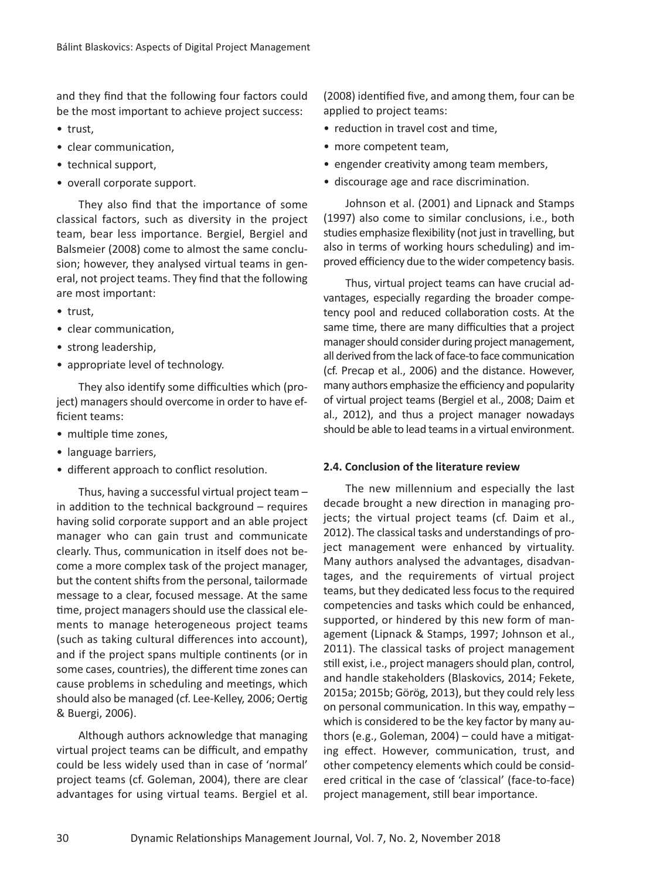and they find that the following four factors could be the most important to achieve project success:

- trust,
- clear communication,
- technical support,
- overall corporate support.

They also find that the importance of some classical factors, such as diversity in the project team, bear less importance. Bergiel, Bergiel and Balsmeier (2008) come to almost the same conclusion; however, they analysed virtual teams in general, not project teams. They find that the following are most important:

- trust,
- clear communication,
- strong leadership,
- appropriate level of technology.

They also identify some difficulties which (project) managers should overcome in order to have efficient teams:

- multiple time zones,
- language barriers,
- different approach to conflict resolution.

Thus, having a successful virtual project team – in addition to the technical background – requires having solid corporate support and an able project manager who can gain trust and communicate clearly. Thus, communication in itself does not become a more complex task of the project manager, but the content shifts from the personal, tailormade message to a clear, focused message. At the same time, project managers should use the classical elements to manage heterogeneous project teams (such as taking cultural differences into account), and if the project spans multiple continents (or in some cases, countries), the different time zones can cause problems in scheduling and meetings, which should also be managed (cf. Lee-Kelley, 2006; Oertig & Buergi, 2006).

Although authors acknowledge that managing virtual project teams can be difficult, and empathy could be less widely used than in case of 'normal' project teams (cf. Goleman, 2004), there are clear advantages for using virtual teams. Bergiel et al. (2008) identified five, and among them, four can be applied to project teams:

- reduction in travel cost and time,
- more competent team,
- engender creativity among team members,
- discourage age and race discrimination.

Johnson et al. (2001) and Lipnack and Stamps (1997) also come to similar conclusions, i.e., both studies emphasize flexibility (not just in travelling, but also in terms of working hours scheduling) and improved efficiency due to the wider competency basis.

Thus, virtual project teams can have crucial advantages, especially regarding the broader competency pool and reduced collaboration costs. At the same time, there are many difficulties that a project manager should consider during project management, all derived from the lack of face-to face communication (cf. Precap et al., 2006) and the distance. However, many authors emphasize the efficiency and popularity of virtual project teams (Bergiel et al., 2008; Daim et al., 2012), and thus a project manager nowadays should be able to lead teams in a virtual environment.

### 2.4. Conclusion of the literature review

The new millennium and especially the last decade brought a new direction in managing projects; the virtual project teams (cf. Daim et al., 2012). The classical tasks and understandings of project management were enhanced by virtuality. Many authors analysed the advantages, disadvantages, and the requirements of virtual project teams, but they dedicated less focus to the required competencies and tasks which could be enhanced, supported, or hindered by this new form of management (Lipnack & Stamps, 1997; Johnson et al., 2011). The classical tasks of project management still exist, i.e., project managers should plan, control, and handle stakeholders (Blaskovics, 2014; Fekete, 2015a; 2015b; Görög, 2013), but they could rely less on personal communication. In this way, empathy – which is considered to be the key factor by many authors (e.g., Goleman, 2004) – could have a mitigating effect. However, communication, trust, and other competency elements which could be considered critical in the case of 'classical' (face-to-face) project management, still bear importance.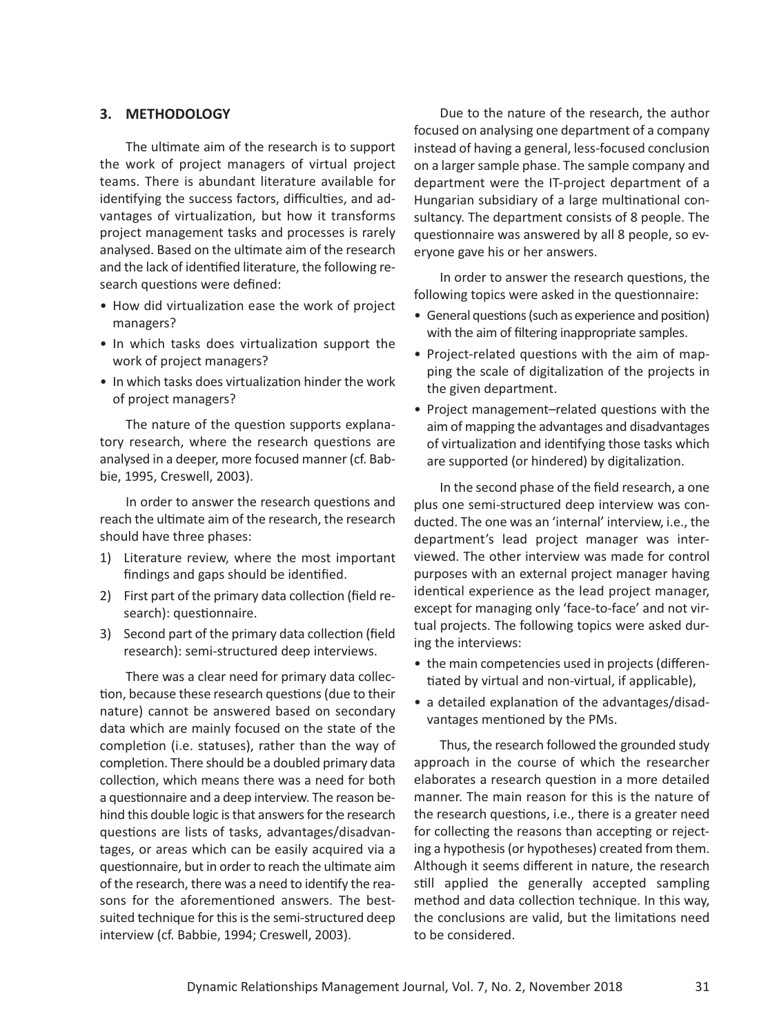## 3. METHODOLOGY

The ultimate aim of the research is to support the work of project managers of virtual project teams. There is abundant literature available for identifying the success factors, difficulties, and advantages of virtualization, but how it transforms project management tasks and processes is rarely analysed. Based on the ultimate aim of the research and the lack of identified literature, the following research questions were defined:

- How did virtualization ease the work of project managers?
- In which tasks does virtualization support the work of project managers?
- In which tasks does virtualization hinder the work of project managers?

The nature of the question supports explanatory research, where the research questions are analysed in a deeper, more focused manner (cf. Babbie, 1995, Creswell, 2003).

In order to answer the research questions and reach the ultimate aim of the research, the research should have three phases:

1) Literature review, where the most important findings and gaps should be identified.
2) First part of the primary data collection (field research): questionnaire.
3) Second part of the primary data collection (field research): semi-structured deep interviews.

There was a clear need for primary data collection, because these research questions (due to their nature) cannot be answered based on secondary data which are mainly focused on the state of the completion (i.e. statuses), rather than the way of completion. There should be a doubled primary data collection, which means there was a need for both a questionnaire and a deep interview. The reason behind this double logic is that answers for the research questions are lists of tasks, advantages/disadvantages, or areas which can be easily acquired via a questionnaire, but in order to reach the ultimate aim of the research, there was a need to identify the reasons for the aforementioned answers. The best-suited technique for this is the semi-structured deep interview (cf. Babbie, 1994; Creswell, 2003).

Due to the nature of the research, the author focused on analysing one department of a company instead of having a general, less-focused conclusion on a larger sample phase. The sample company and department were the IT-project department of a Hungarian subsidiary of a large multinational consultancy. The department consists of 8 people. The questionnaire was answered by all 8 people, so everyone gave his or her answers.

In order to answer the research questions, the following topics were asked in the questionnaire:

- General questions (such as experience and position) with the aim of filtering inappropriate samples.
- Project-related questions with the aim of mapping the scale of digitalization of the projects in the given department.
- Project management–related questions with the aim of mapping the advantages and disadvantages of virtualization and identifying those tasks which are supported (or hindered) by digitalization.

In the second phase of the field research, a one plus one semi-structured deep interview was conducted. The one was an 'internal' interview, i.e., the department's lead project manager was interviewed. The other interview was made for control purposes with an external project manager having identical experience as the lead project manager, except for managing only 'face-to-face' and not virtual projects. The following topics were asked during the interviews:

- the main competencies used in projects (differentiated by virtual and non-virtual, if applicable),
- a detailed explanation of the advantages/disadvantages mentioned by the PMs.

Thus, the research followed the grounded study approach in the course of which the researcher elaborates a research question in a more detailed manner. The main reason for this is the nature of the research questions, i.e., there is a greater need for collecting the reasons than accepting or rejecting a hypothesis (or hypotheses) created from them. Although it seems different in nature, the research still applied the generally accepted sampling method and data collection technique. In this way, the conclusions are valid, but the limitations need to be considered.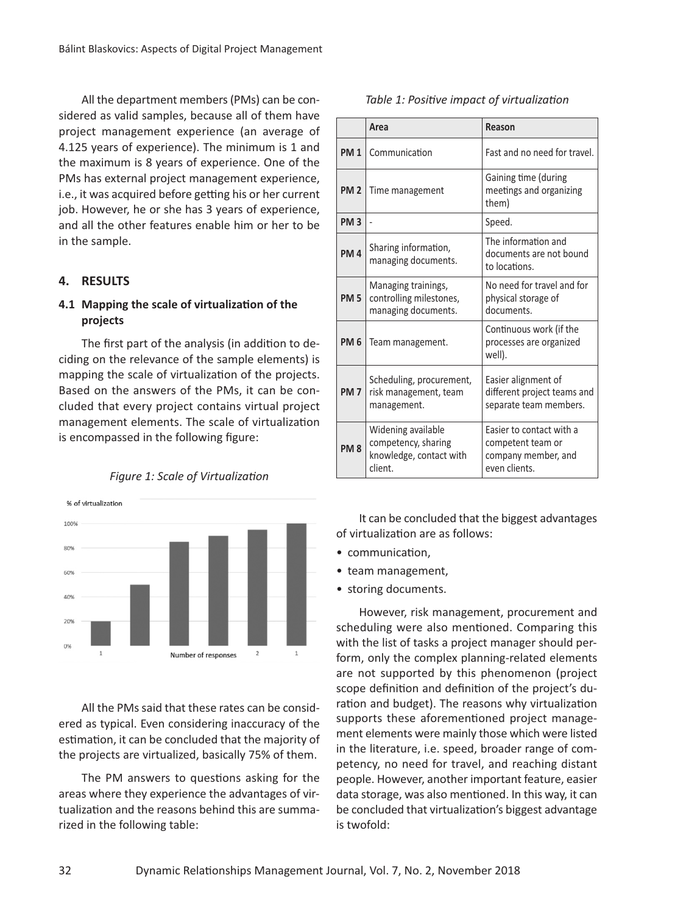All the department members (PMs) can be considered as valid samples, because all of them have project management experience (an average of 4.125 years of experience). The minimum is 1 and the maximum is 8 years of experience. One of the PMs has external project management experience, i.e., it was acquired before getting his or her current job. However, he or she has 3 years of experience, and all the other features enable him or her to be in the sample.

## 4. RESULTS

### 4.1 Mapping the scale of virtualization of the projects

The first part of the analysis (in addition to deciding on the relevance of the sample elements) is mapping the scale of virtualization of the projects. Based on the answers of the PMs, it can be concluded that every project contains virtual project management elements. The scale of virtualization is encompassed in the following figure:

*Figure 1: Scale of Virtualization*

All the PMs said that these rates can be considered as typical. Even considering inaccuracy of the estimation, it can be concluded that the majority of the projects are virtualized, basically 75% of them.

The PM answers to questions asking for the areas where they experience the advantages of virtualization and the reasons behind this are summarized in the following table:

*Table 1: Positive impact of virtualization*

| | Area | Reason |
|---|---|---|
| **PM 1** | Communication | Fast and no need for travel. |
| **PM 2** | Time management | Gaining time (during meetings and organizing them) |
| **PM 3** | - | Speed. |
| **PM 4** | Sharing information, managing documents. | The information and documents are not bound to locations. |
| **PM 5** | Managing trainings, controlling milestones, managing documents. | No need for travel and for physical storage of documents. |
| **PM 6** | Team management. | Continuous work (if the processes are organized well). |
| **PM 7** | Scheduling, procurement, risk management, team management. | Easier alignment of different project teams and separate team members. |
| **PM 8** | Widening available competency, sharing knowledge, contact with client. | Easier to contact with a competent team or company member, and even clients. |

It can be concluded that the biggest advantages of virtualization are as follows:

- communication,
- team management,
- storing documents.

However, risk management, procurement and scheduling were also mentioned. Comparing this with the list of tasks a project manager should perform, only the complex planning-related elements are not supported by this phenomenon (project scope definition and definition of the project's duration and budget). The reasons why virtualization supports these aforementioned project management elements were mainly those which were listed in the literature, i.e. speed, broader range of competency, no need for travel, and reaching distant people. However, another important feature, easier data storage, was also mentioned. In this way, it can be concluded that virtualization's biggest advantage is twofold: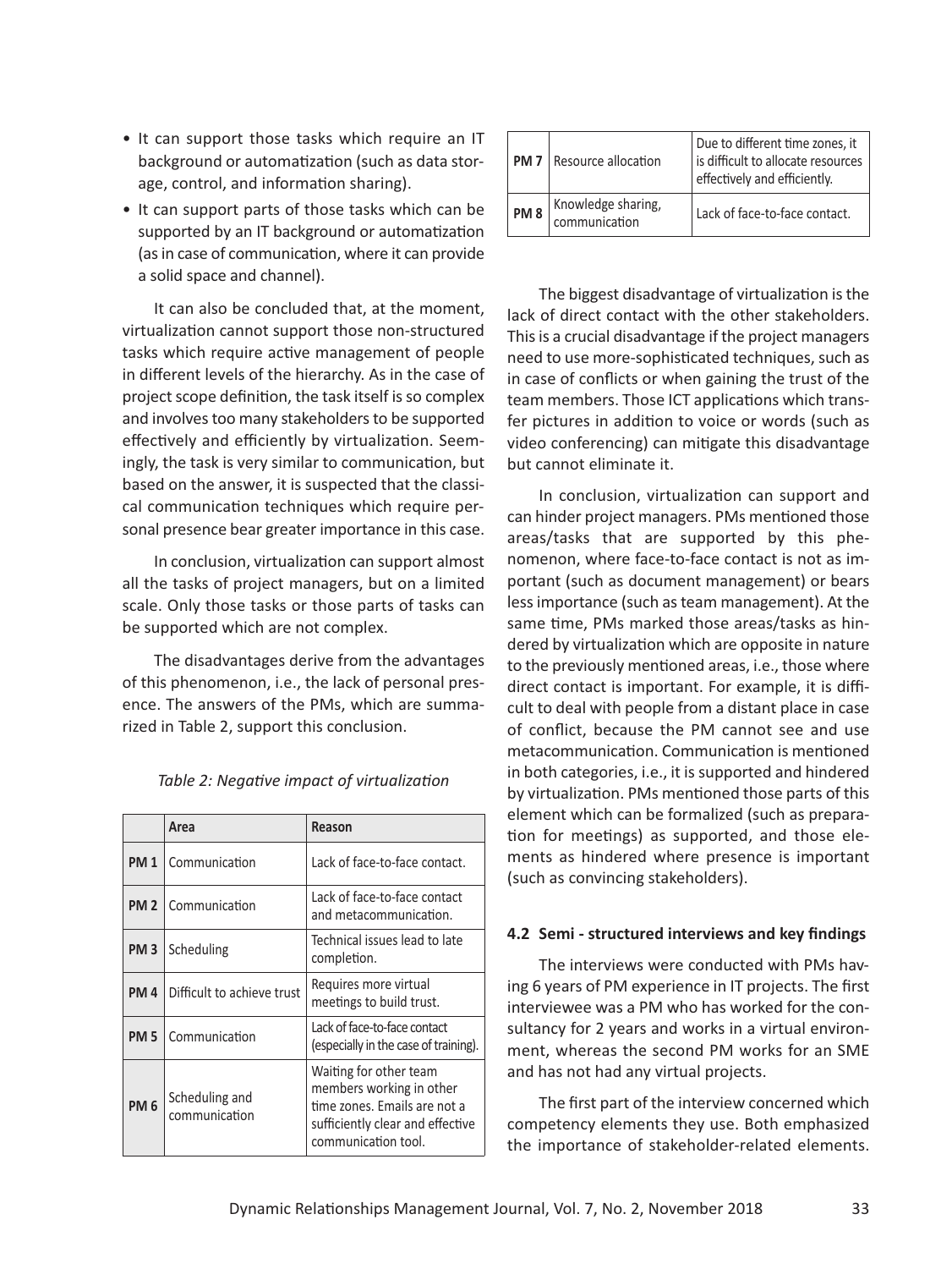- It can support those tasks which require an IT background or automatization (such as data storage, control, and information sharing).
- It can support parts of those tasks which can be supported by an IT background or automatization (as in case of communication, where it can provide a solid space and channel).

It can also be concluded that, at the moment, virtualization cannot support those non-structured tasks which require active management of people in different levels of the hierarchy. As in the case of project scope definition, the task itself is so complex and involves too many stakeholders to be supported effectively and efficiently by virtualization. Seemingly, the task is very similar to communication, but based on the answer, it is suspected that the classical communication techniques which require personal presence bear greater importance in this case.

In conclusion, virtualization can support almost all the tasks of project managers, but on a limited scale. Only those tasks or those parts of tasks can be supported which are not complex.

The disadvantages derive from the advantages of this phenomenon, i.e., the lack of personal presence. The answers of the PMs, which are summarized in Table 2, support this conclusion.

*Table 2: Negative impact of virtualization*

| | Area | Reason |
|---|---|---|
| **PM 1** | Communication | Lack of face-to-face contact. |
| **PM 2** | Communication | Lack of face-to-face contact and metacommunication. |
| **PM 3** | Scheduling | Technical issues lead to late completion. |
| **PM 4** | Difficult to achieve trust | Requires more virtual meetings to build trust. |
| **PM 5** | Communication | Lack of face-to-face contact (especially in the case of training). |
| **PM 6** | Scheduling and communication | Waiting for other team members working in other time zones. Emails are not a sufficiently clear and effective communication tool. |
| **PM 7** | Resource allocation | Due to different time zones, it is difficult to allocate resources effectively and efficiently. |
| **PM 8** | Knowledge sharing, communication | Lack of face-to-face contact. |

The biggest disadvantage of virtualization is the lack of direct contact with the other stakeholders. This is a crucial disadvantage if the project managers need to use more-sophisticated techniques, such as in case of conflicts or when gaining the trust of the team members. Those ICT applications which transfer pictures in addition to voice or words (such as video conferencing) can mitigate this disadvantage but cannot eliminate it.

In conclusion, virtualization can support and can hinder project managers. PMs mentioned those areas/tasks that are supported by this phenomenon, where face-to-face contact is not as important (such as document management) or bears less importance (such as team management). At the same time, PMs marked those areas/tasks as hindered by virtualization which are opposite in nature to the previously mentioned areas, i.e., those where direct contact is important. For example, it is difficult to deal with people from a distant place in case of conflict, because the PM cannot see and use metacommunication. Communication is mentioned in both categories, i.e., it is supported and hindered by virtualization. PMs mentioned those parts of this element which can be formalized (such as preparation for meetings) as supported, and those elements as hindered where presence is important (such as convincing stakeholders).

### 4.2 Semi - structured interviews and key findings

The interviews were conducted with PMs having 6 years of PM experience in IT projects. The first interviewee was a PM who has worked for the consultancy for 2 years and works in a virtual environment, whereas the second PM works for an SME and has not had any virtual projects.

The first part of the interview concerned which competency elements they use. Both emphasized the importance of stakeholder-related elements.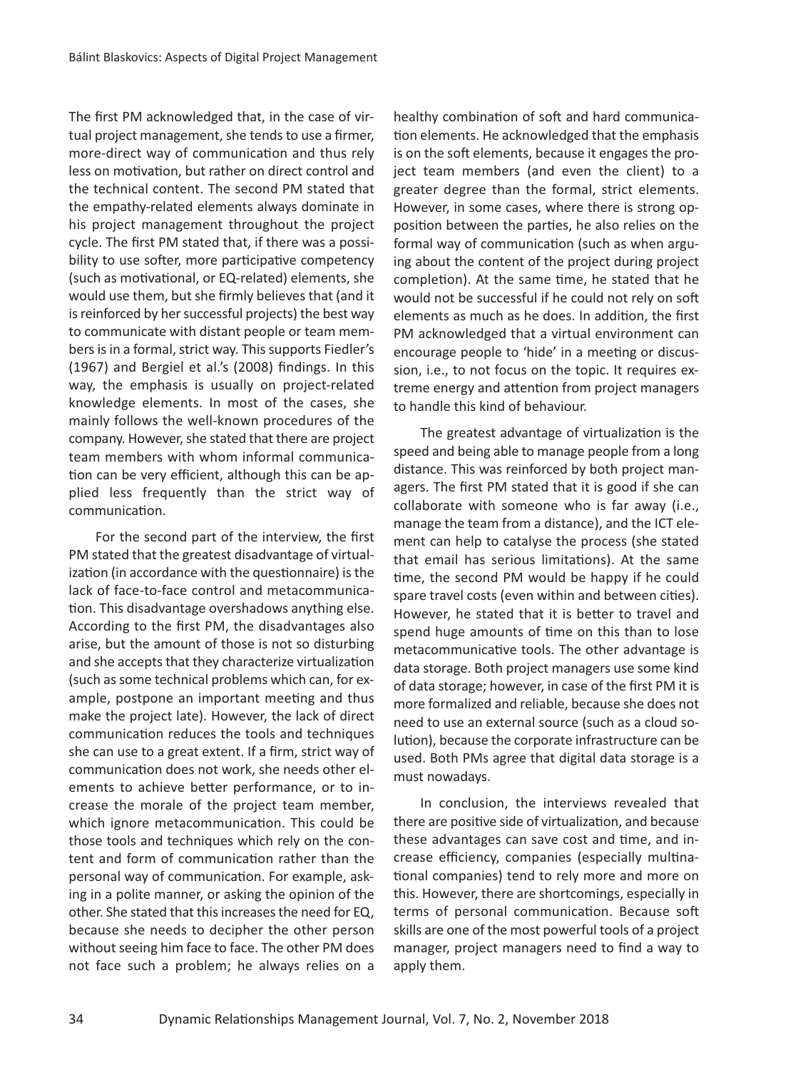The first PM acknowledged that, in the case of virtual project management, she tends to use a firmer, more-direct way of communication and thus rely less on motivation, but rather on direct control and the technical content. The second PM stated that the empathy-related elements always dominate in his project management throughout the project cycle. The first PM stated that, if there was a possibility to use softer, more participative competency (such as motivational, or EQ-related) elements, she would use them, but she firmly believes that (and it is reinforced by her successful projects) the best way to communicate with distant people or team members is in a formal, strict way. This supports Fiedler's (1967) and Bergiel et al.'s (2008) findings. In this way, the emphasis is usually on project-related knowledge elements. In most of the cases, she mainly follows the well-known procedures of the company. However, she stated that there are project team members with whom informal communication can be very efficient, although this can be applied less frequently than the strict way of communication.

For the second part of the interview, the first PM stated that the greatest disadvantage of virtualization (in accordance with the questionnaire) is the lack of face-to-face control and metacommunication. This disadvantage overshadows anything else. According to the first PM, the disadvantages also arise, but the amount of those is not so disturbing and she accepts that they characterize virtualization (such as some technical problems which can, for example, postpone an important meeting and thus make the project late). However, the lack of direct communication reduces the tools and techniques she can use to a great extent. If a firm, strict way of communication does not work, she needs other elements to achieve better performance, or to increase the morale of the project team member, which ignore metacommunication. This could be those tools and techniques which rely on the content and form of communication rather than the personal way of communication. For example, asking in a polite manner, or asking the opinion of the other. She stated that this increases the need for EQ, because she needs to decipher the other person without seeing him face to face. The other PM does not face such a problem; he always relies on a healthy combination of soft and hard communication elements. He acknowledged that the emphasis is on the soft elements, because it engages the project team members (and even the client) to a greater degree than the formal, strict elements. However, in some cases, where there is strong opposition between the parties, he also relies on the formal way of communication (such as when arguing about the content of the project during project completion). At the same time, he stated that he would not be successful if he could not rely on soft elements as much as he does. In addition, the first PM acknowledged that a virtual environment can encourage people to 'hide' in a meeting or discussion, i.e., to not focus on the topic. It requires extreme energy and attention from project managers to handle this kind of behaviour.

The greatest advantage of virtualization is the speed and being able to manage people from a long distance. This was reinforced by both project managers. The first PM stated that it is good if she can collaborate with someone who is far away (i.e., manage the team from a distance), and the ICT element can help to catalyse the process (she stated that email has serious limitations). At the same time, the second PM would be happy if he could spare travel costs (even within and between cities). However, he stated that it is better to travel and spend huge amounts of time on this than to lose metacommunicative tools. The other advantage is data storage. Both project managers use some kind of data storage; however, in case of the first PM it is more formalized and reliable, because she does not need to use an external source (such as a cloud solution), because the corporate infrastructure can be used. Both PMs agree that digital data storage is a must nowadays.

In conclusion, the interviews revealed that there are positive side of virtualization, and because these advantages can save cost and time, and increase efficiency, companies (especially multinational companies) tend to rely more and more on this. However, there are shortcomings, especially in terms of personal communication. Because soft skills are one of the most powerful tools of a project manager, project managers need to find a way to apply them.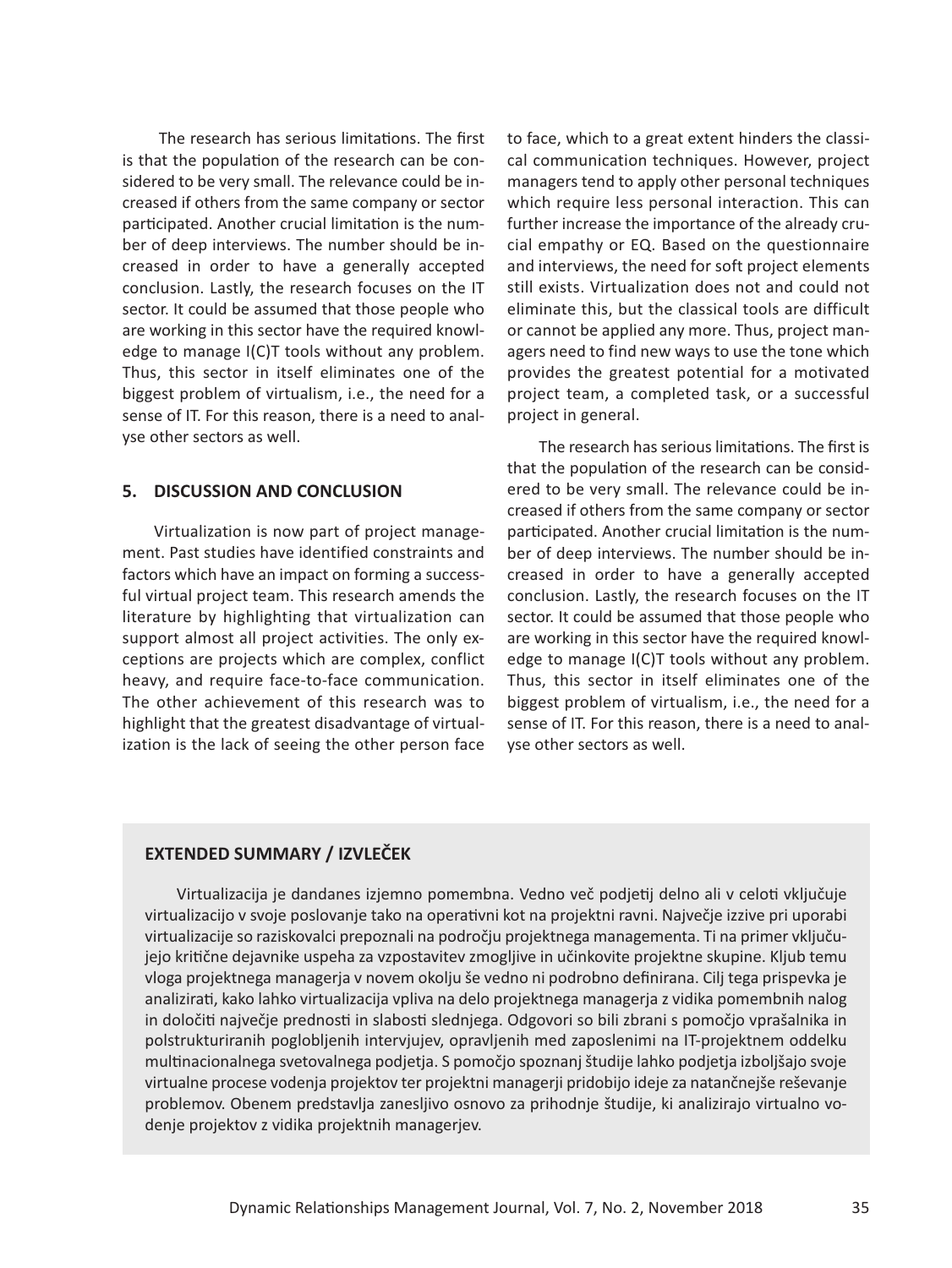The research has serious limitations. The first is that the population of the research can be considered to be very small. The relevance could be increased if others from the same company or sector participated. Another crucial limitation is the number of deep interviews. The number should be increased in order to have a generally accepted conclusion. Lastly, the research focuses on the IT sector. It could be assumed that those people who are working in this sector have the required knowledge to manage I(C)T tools without any problem. Thus, this sector in itself eliminates one of the biggest problem of virtualism, i.e., the need for a sense of IT. For this reason, there is a need to analyse other sectors as well.

## 5. DISCUSSION AND CONCLUSION

Virtualization is now part of project management. Past studies have identified constraints and factors which have an impact on forming a successful virtual project team. This research amends the literature by highlighting that virtualization can support almost all project activities. The only exceptions are projects which are complex, conflict heavy, and require face-to-face communication. The other achievement of this research was to highlight that the greatest disadvantage of virtualization is the lack of seeing the other person face to face, which to a great extent hinders the classical communication techniques. However, project managers tend to apply other personal techniques which require less personal interaction. This can further increase the importance of the already crucial empathy or EQ. Based on the questionnaire and interviews, the need for soft project elements still exists. Virtualization does not and could not eliminate this, but the classical tools are difficult or cannot be applied any more. Thus, project managers need to find new ways to use the tone which provides the greatest potential for a motivated project team, a completed task, or a successful project in general.

The research has serious limitations. The first is that the population of the research can be considered to be very small. The relevance could be increased if others from the same company or sector participated. Another crucial limitation is the number of deep interviews. The number should be increased in order to have a generally accepted conclusion. Lastly, the research focuses on the IT sector. It could be assumed that those people who are working in this sector have the required knowledge to manage I(C)T tools without any problem. Thus, this sector in itself eliminates one of the biggest problem of virtualism, i.e., the need for a sense of IT. For this reason, there is a need to analyse other sectors as well.

### EXTENDED SUMMARY / IZVLEČEK

Virtualizacija je dandanes izjemno pomembna. Vedno več podjetij delno ali v celoti vključuje virtualizacijo v svoje poslovanje tako na operativni kot na projektni ravni. Največje izzive pri uporabi virtualizacije so raziskovalci prepoznali na področju projektnega managementa. Ti na primer vključujejo kritične dejavnike uspeha za vzpostavitev zmogljive in učinkovite projektne skupine. Kljub temu vloga projektnega managerja v novem okolju še vedno ni podrobno definirana. Cilj tega prispevka je analizirati, kako lahko virtualizacija vpliva na delo projektnega managerja z vidika pomembnih nalog in določiti največje prednosti in slabosti slednjega. Odgovori so bili zbrani s pomočjo vprašalnika in polstrukturiranih poglobljenih intervjujev, opravljenih med zaposlenimi na IT-projektnem oddelku multinacionalnega svetovalnega podjetja. S pomočjo spoznanj študije lahko podjetja izboljšajo svoje virtualne procese vodenja projektov ter projektni managerji pridobijo ideje za natančnejše reševanje problemov. Obenem predstavlja zanesljivo osnovo za prihodnje študije, ki analizirajo virtualno vodenje projektov z vidika projektnih managerjev.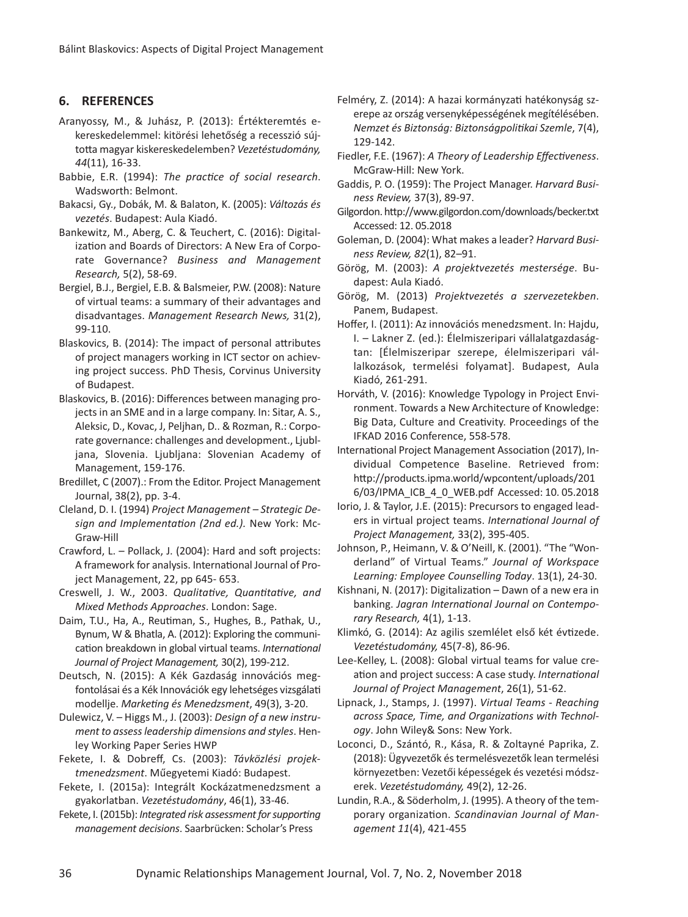## 6. REFERENCES

Aranyossy, M., & Juhász, P. (2013): Értékteremtés e-kereskedelemmel: kitörési lehetőség a recesszió sújtotta magyar kiskereskedelemben? *Vezetéstudomány, 44*(11), 16-33.

Babbie, E.R. (1994): *The practice of social research*. Wadsworth: Belmont.

Bakacsi, Gy., Dobák, M. & Balaton, K. (2005): *Változás és vezetés*. Budapest: Aula Kiadó.

Bankewitz, M., Aberg, C. & Teuchert, C. (2016): Digitalization and Boards of Directors: A New Era of Corporate Governance? *Business and Management Research,* 5(2), 58-69.

Bergiel, B.J., Bergiel, E.B. & Balsmeier, P.W. (2008): Nature of virtual teams: a summary of their advantages and disadvantages. *Management Research News,* 31(2), 99-110.

Blaskovics, B. (2014): The impact of personal attributes of project managers working in ICT sector on achieving project success. PhD Thesis, Corvinus University of Budapest.

Blaskovics, B. (2016): Differences between managing projects in an SME and in a large company. In: Sitar, A. S., Aleksic, D., Kovac, J, Peljhan, D.. & Rozman, R.: Corporate governance: challenges and development., Ljubljana, Slovenia. Ljubljana: Slovenian Academy of Management, 159-176.

Bredillet, C (2007).: From the Editor. Project Management Journal, 38(2), pp. 3-4.

Cleland, D. I. (1994) *Project Management – Strategic Design and Implementation (2nd ed.).* New York: McGraw-Hill

Crawford, L. – Pollack, J. (2004): Hard and soft projects: A framework for analysis. International Journal of Project Management, 22, pp 645- 653.

Creswell, J. W., 2003. *Qualitative, Quantitative, and Mixed Methods Approaches*. London: Sage.

Daim, T.U., Ha, A., Reutiman, S., Hughes, B., Pathak, U., Bynum, W & Bhatla, A. (2012): Exploring the communication breakdown in global virtual teams. *International Journal of Project Management,* 30(2), 199-212.

Deutsch, N. (2015): A Kék Gazdaság innovációs megfontolásai és a Kék Innovációk egy lehetséges vizsgálati modellje. *Marketing és Menedzsment*, 49(3), 3-20.

Dulewicz, V. – Higgs M., J. (2003): *Design of a new instrument to assess leadership dimensions and styles*. Henley Working Paper Series HWP

Fekete, I. & Dobreff, Cs. (2003): *Távközlési projektmenedzsment*. Műegyetemi Kiadó: Budapest.

Fekete, I. (2015a): Integrált Kockázatmenedzsment a gyakorlatban. *Vezetéstudomány*, 46(1), 33-46.

Fekete, I. (2015b): *Integrated risk assessment for supporting management decisions*. Saarbrücken: Scholar's Press

Felméry, Z. (2014): A hazai kormányzati hatékonyság szerepe az ország versenyképességének megítélésében. *Nemzet és Biztonság: Biztonságpolitikai Szemle*, 7(4), 129-142.

Fiedler, F.E. (1967): *A Theory of Leadership Effectiveness*. McGraw-Hill: New York.

Gaddis, P. O. (1959): The Project Manager. *Harvard Business Review,* 37(3), 89-97.

Gilgordon. http://www.gilgordon.com/downloads/becker.txt Accessed: 12. 05.2018

Goleman, D. (2004): What makes a leader? *Harvard Business Review, 82*(1), 82–91.

Görög, M. (2003): *A projektvezetés mestersége*. Budapest: Aula Kiadó.

Görög, M. (2013) *Projektvezetés a szervezetekben*. Panem, Budapest.

Hoffer, I. (2011): Az innovációs menedzsment. In: Hajdu, I. – Lakner Z. (ed.): Élelmiszeripari vállalatgazdaságtan: [Élelmiszeripar szerepe, élelmiszeripari vállalkozások, termelési folyamat]. Budapest, Aula Kiadó, 261-291.

Horváth, V. (2016): Knowledge Typology in Project Environment. Towards a New Architecture of Knowledge: Big Data, Culture and Creativity. Proceedings of the IFKAD 2016 Conference, 558-578.

International Project Management Association (2017), Individual Competence Baseline. Retrieved from: http://products.ipma.world/wpcontent/uploads/2016/03/IPMA_ICB_4_0_WEB.pdf Accessed: 10. 05.2018

Iorio, J. & Taylor, J.E. (2015): Precursors to engaged leaders in virtual project teams. *International Journal of Project Management,* 33(2), 395-405.

Johnson, P., Heimann, V. & O'Neill, K. (2001). "The "Wonderland" of Virtual Teams." *Journal of Workspace Learning: Employee Counselling Today*. 13(1), 24-30.

Kishnani, N. (2017): Digitalization – Dawn of a new era in banking. *Jagran International Journal on Contemporary Research,* 4(1), 1-13.

Klimkó, G. (2014): Az agilis szemlélet első két évtizede. *Vezetéstudomány,* 45(7-8), 86-96.

Lee-Kelley, L. (2008): Global virtual teams for value creation and project success: A case study. *International Journal of Project Management*, 26(1), 51-62.

Lipnack, J., Stamps, J. (1997). *Virtual Teams - Reaching across Space, Time, and Organizations with Technology*. John Wiley& Sons: New York.

Loconci, D., Szántó, R., Kása, R. & Zoltayné Paprika, Z. (2018): Ügyvezetők és termelésvezetők lean termelési környezetben: Vezetői képességek és vezetési módszerek. *Vezetéstudomány,* 49(2), 12-26.

Lundin, R.A., & Söderholm, J. (1995). A theory of the temporary organization. *Scandinavian Journal of Management 11*(4), 421-455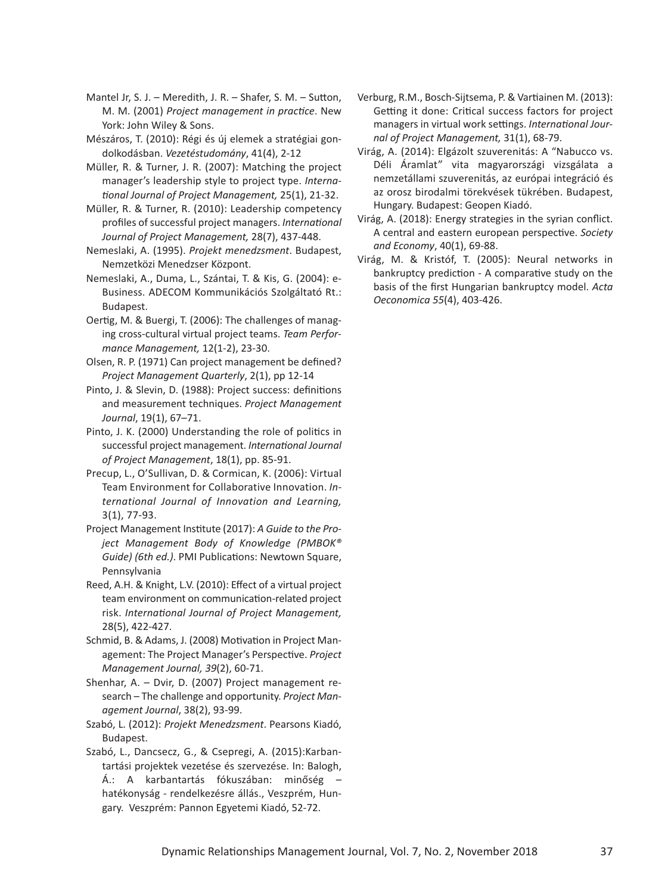Mantel Jr, S. J. – Meredith, J. R. – Shafer, S. M. – Sutton, M. M. (2001) *Project management in practice*. New York: John Wiley & Sons.

Mészáros, T. (2010): Régi és új elemek a stratégiai gondolkodásban. *Vezetéstudomány*, 41(4), 2-12

Müller, R. & Turner, J. R. (2007): Matching the project manager's leadership style to project type. *International Journal of Project Management,* 25(1), 21-32.

Müller, R. & Turner, R. (2010): Leadership competency profiles of successful project managers. *International Journal of Project Management,* 28(7), 437-448.

Nemeslaki, A. (1995). *Projekt menedzsment*. Budapest, Nemzetközi Menedzser Központ.

Nemeslaki, A., Duma, L., Szántai, T. & Kis, G. (2004): e-Business. ADECOM Kommunikációs Szolgáltató Rt.: Budapest.

Oertig, M. & Buergi, T. (2006): The challenges of managing cross-cultural virtual project teams. *Team Performance Management,* 12(1-2), 23-30.

Olsen, R. P. (1971) Can project management be defined? *Project Management Quarterly*, 2(1), pp 12-14

Pinto, J. & Slevin, D. (1988): Project success: definitions and measurement techniques. *Project Management Journal*, 19(1), 67–71.

Pinto, J. K. (2000) Understanding the role of politics in successful project management. *International Journal of Project Management*, 18(1), pp. 85-91.

Precup, L., O'Sullivan, D. & Cormican, K. (2006): Virtual Team Environment for Collaborative Innovation. *International Journal of Innovation and Learning,* 3(1), 77-93.

Project Management Institute (2017): *A Guide to the Project Management Body of Knowledge (PMBOK® Guide) (6th ed.)*. PMI Publications: Newtown Square, Pennsylvania

Reed, A.H. & Knight, L.V. (2010): Effect of a virtual project team environment on communication-related project risk. *International Journal of Project Management,* 28(5), 422-427.

Schmid, B. & Adams, J. (2008) Motivation in Project Management: The Project Manager's Perspective. *Project Management Journal, 39*(2), 60-71.

Shenhar, A. – Dvir, D. (2007) Project management research – The challenge and opportunity. *Project Management Journal*, 38(2), 93-99.

Szabó, L. (2012): *Projekt Menedzsment*. Pearsons Kiadó, Budapest.

Szabó, L., Dancsecz, G., & Csepregi, A. (2015):Karbantartási projektek vezetése és szervezése. In: Balogh, Á.: A karbantartás fókuszában: minőség – hatékonyság - rendelkezésre állás., Veszprém, Hungary. Veszprém: Pannon Egyetemi Kiadó, 52-72.

Verburg, R.M., Bosch-Sijtsema, P. & Vartiainen M. (2013): Getting it done: Critical success factors for project managers in virtual work settings. *International Journal of Project Management,* 31(1), 68-79.

Virág, A. (2014): Elgázolt szuverenitás: A "Nabucco vs. Déli Áramlat" vita magyarországi vizsgálata a nemzetállami szuverenitás, az európai integráció és az orosz birodalmi törekvések tükrében. Budapest, Hungary. Budapest: Geopen Kiadó.

Virág, A. (2018): Energy strategies in the syrian conflict. A central and eastern european perspective. *Society and Economy*, 40(1), 69-88.

Virág, M. & Kristóf, T. (2005): Neural networks in bankruptcy prediction - A comparative study on the basis of the first Hungarian bankruptcy model. *Acta Oeconomica 55*(4), 403-426.